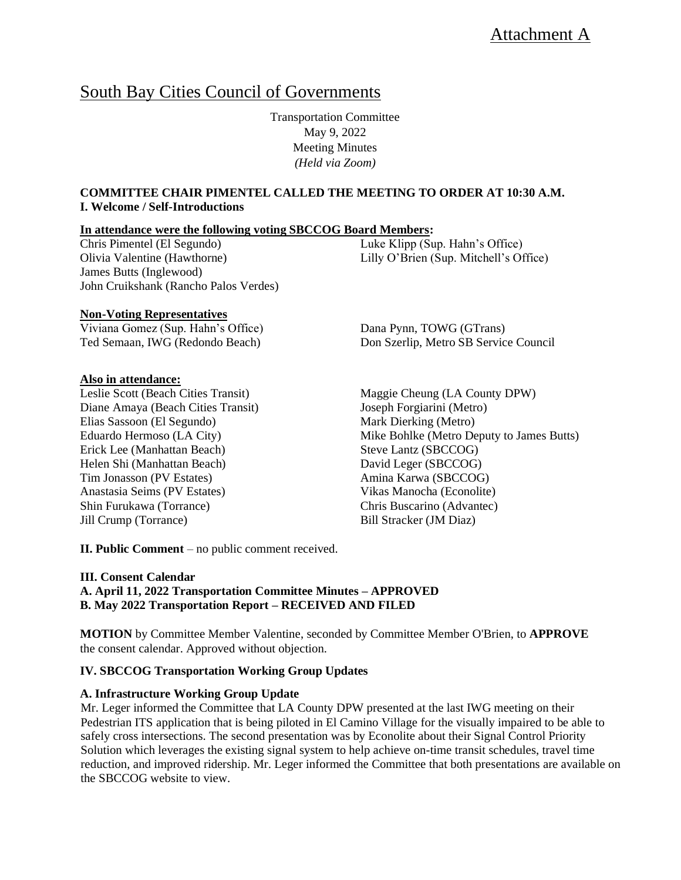Attachment A

# South Bay Cities Council of Governments

Transportation Committee
May 9, 2022
Meeting Minutes
*(Held via Zoom)*

**COMMITTEE CHAIR PIMENTEL CALLED THE MEETING TO ORDER AT 10:30 A.M.**
**I. Welcome / Self-Introductions**

**In attendance were the following voting SBCCOG Board Members:**

Chris Pimentel (El Segundo)
Olivia Valentine (Hawthorne)
James Butts (Inglewood)
John Cruikshank (Rancho Palos Verdes)
Luke Klipp (Sup. Hahn's Office)
Lilly O'Brien (Sup. Mitchell's Office)

**Non-Voting Representatives**

Viviana Gomez (Sup. Hahn's Office)
Ted Semaan, IWG (Redondo Beach)
Dana Pynn, TOWG (GTrans)
Don Szerlip, Metro SB Service Council

**Also in attendance:**

Leslie Scott (Beach Cities Transit)
Diane Amaya (Beach Cities Transit)
Elias Sassoon (El Segundo)
Eduardo Hermoso (LA City)
Erick Lee (Manhattan Beach)
Helen Shi (Manhattan Beach)
Tim Jonasson (PV Estates)
Anastasia Seims (PV Estates)
Shin Furukawa (Torrance)
Jill Crump (Torrance)
Maggie Cheung (LA County DPW)
Joseph Forgiarini (Metro)
Mark Dierking (Metro)
Mike Bohlke (Metro Deputy to James Butts)
Steve Lantz (SBCCOG)
David Leger (SBCCOG)
Amina Karwa (SBCCOG)
Vikas Manocha (Econolite)
Chris Buscarino (Advantec)
Bill Stracker (JM Diaz)

**II. Public Comment** – no public comment received.

**III. Consent Calendar**
**A. April 11, 2022 Transportation Committee Minutes – APPROVED**
**B. May 2022 Transportation Report – RECEIVED AND FILED**

**MOTION** by Committee Member Valentine, seconded by Committee Member O'Brien, to **APPROVE** the consent calendar. Approved without objection.

**IV. SBCCOG Transportation Working Group Updates**

**A. Infrastructure Working Group Update**

Mr. Leger informed the Committee that LA County DPW presented at the last IWG meeting on their Pedestrian ITS application that is being piloted in El Camino Village for the visually impaired to be able to safely cross intersections. The second presentation was by Econolite about their Signal Control Priority Solution which leverages the existing signal system to help achieve on-time transit schedules, travel time reduction, and improved ridership. Mr. Leger informed the Committee that both presentations are available on the SBCCOG website to view.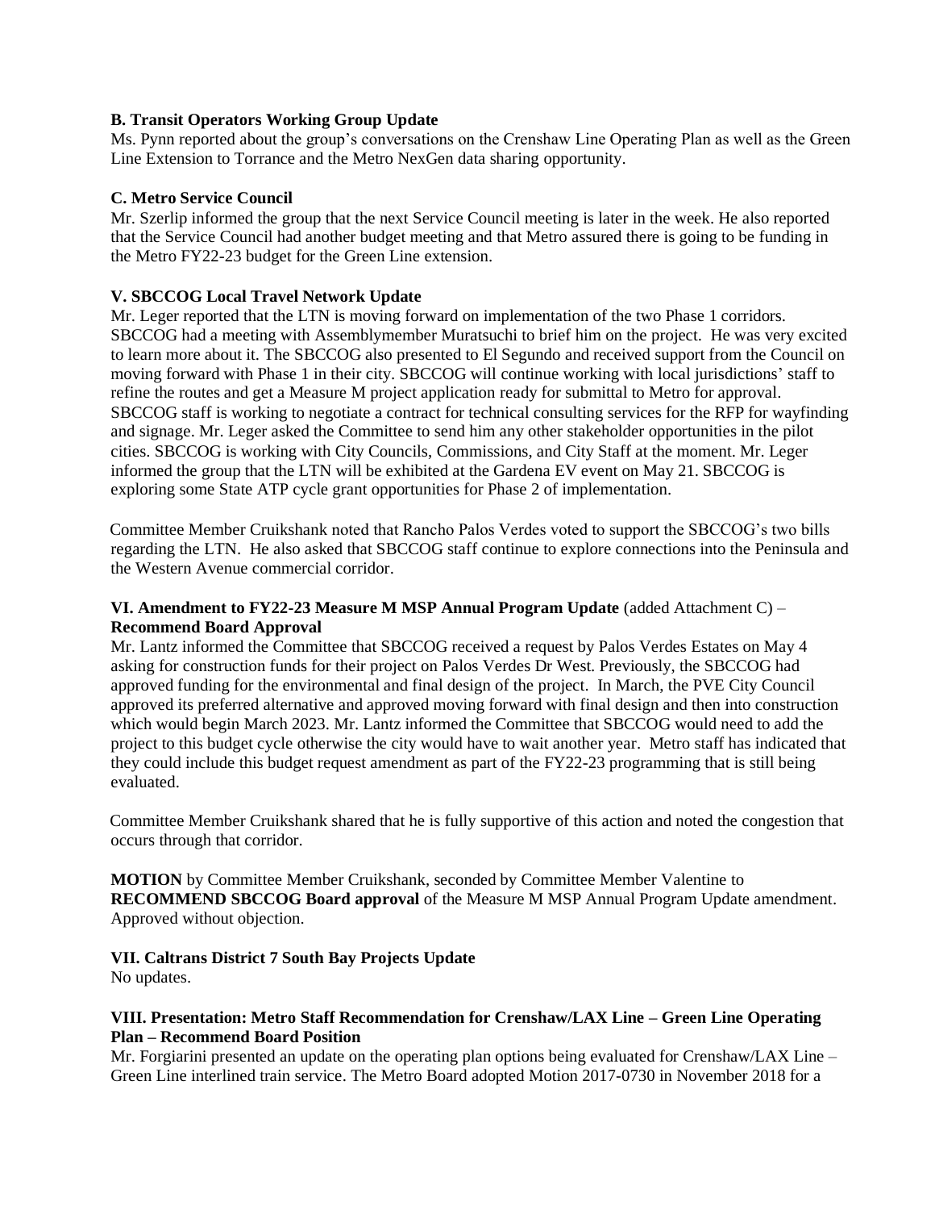**B. Transit Operators Working Group Update**

Ms. Pynn reported about the group's conversations on the Crenshaw Line Operating Plan as well as the Green Line Extension to Torrance and the Metro NexGen data sharing opportunity.

**C. Metro Service Council**

Mr. Szerlip informed the group that the next Service Council meeting is later in the week. He also reported that the Service Council had another budget meeting and that Metro assured there is going to be funding in the Metro FY22-23 budget for the Green Line extension.

**V. SBCCOG Local Travel Network Update**

Mr. Leger reported that the LTN is moving forward on implementation of the two Phase 1 corridors. SBCCOG had a meeting with Assemblymember Muratsuchi to brief him on the project. He was very excited to learn more about it. The SBCCOG also presented to El Segundo and received support from the Council on moving forward with Phase 1 in their city. SBCCOG will continue working with local jurisdictions' staff to refine the routes and get a Measure M project application ready for submittal to Metro for approval. SBCCOG staff is working to negotiate a contract for technical consulting services for the RFP for wayfinding and signage. Mr. Leger asked the Committee to send him any other stakeholder opportunities in the pilot cities. SBCCOG is working with City Councils, Commissions, and City Staff at the moment. Mr. Leger informed the group that the LTN will be exhibited at the Gardena EV event on May 21. SBCCOG is exploring some State ATP cycle grant opportunities for Phase 2 of implementation.

Committee Member Cruikshank noted that Rancho Palos Verdes voted to support the SBCCOG's two bills regarding the LTN. He also asked that SBCCOG staff continue to explore connections into the Peninsula and the Western Avenue commercial corridor.

**VI. Amendment to FY22-23 Measure M MSP Annual Program Update** (added Attachment C) – **Recommend Board Approval**

Mr. Lantz informed the Committee that SBCCOG received a request by Palos Verdes Estates on May 4 asking for construction funds for their project on Palos Verdes Dr West. Previously, the SBCCOG had approved funding for the environmental and final design of the project. In March, the PVE City Council approved its preferred alternative and approved moving forward with final design and then into construction which would begin March 2023. Mr. Lantz informed the Committee that SBCCOG would need to add the project to this budget cycle otherwise the city would have to wait another year. Metro staff has indicated that they could include this budget request amendment as part of the FY22-23 programming that is still being evaluated.

Committee Member Cruikshank shared that he is fully supportive of this action and noted the congestion that occurs through that corridor.

**MOTION** by Committee Member Cruikshank, seconded by Committee Member Valentine to **RECOMMEND SBCCOG Board approval** of the Measure M MSP Annual Program Update amendment. Approved without objection.

**VII. Caltrans District 7 South Bay Projects Update**

No updates.

**VIII. Presentation: Metro Staff Recommendation for Crenshaw/LAX Line – Green Line Operating Plan – Recommend Board Position**

Mr. Forgiarini presented an update on the operating plan options being evaluated for Crenshaw/LAX Line – Green Line interlined train service. The Metro Board adopted Motion 2017-0730 in November 2018 for a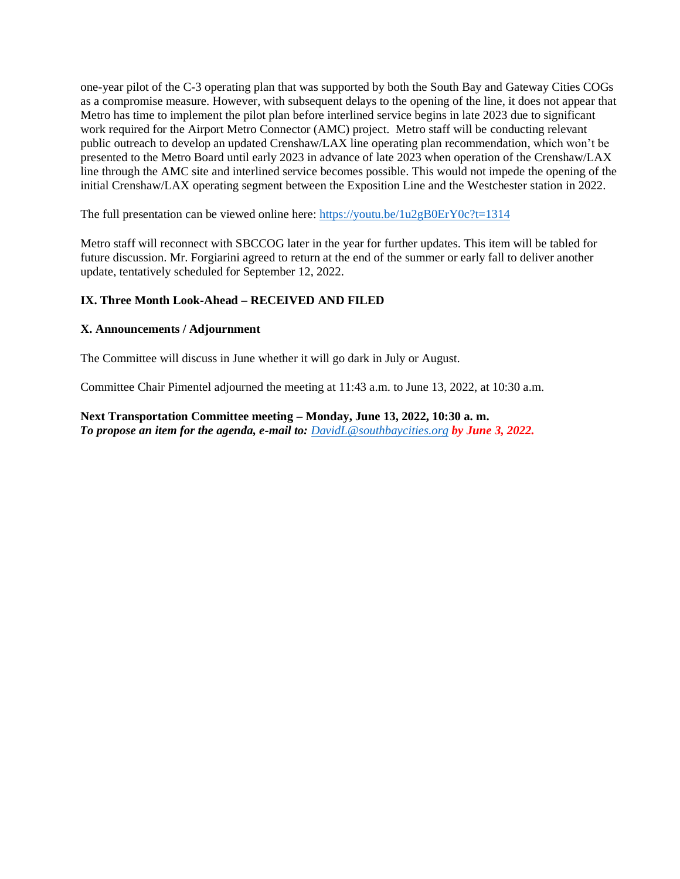one-year pilot of the C-3 operating plan that was supported by both the South Bay and Gateway Cities COGs as a compromise measure. However, with subsequent delays to the opening of the line, it does not appear that Metro has time to implement the pilot plan before interlined service begins in late 2023 due to significant work required for the Airport Metro Connector (AMC) project. Metro staff will be conducting relevant public outreach to develop an updated Crenshaw/LAX line operating plan recommendation, which won't be presented to the Metro Board until early 2023 in advance of late 2023 when operation of the Crenshaw/LAX line through the AMC site and interlined service becomes possible. This would not impede the opening of the initial Crenshaw/LAX operating segment between the Exposition Line and the Westchester station in 2022.

The full presentation can be viewed online here: [https://youtu.be/1u2gB0ErY0c?t=1314](https://youtu.be/1u2gB0ErY0c?t=1314)

Metro staff will reconnect with SBCCOG later in the year for further updates. This item will be tabled for future discussion. Mr. Forgiarini agreed to return at the end of the summer or early fall to deliver another update, tentatively scheduled for September 12, 2022.

**IX. Three Month Look-Ahead – RECEIVED AND FILED**

**X. Announcements / Adjournment**

The Committee will discuss in June whether it will go dark in July or August.

Committee Chair Pimentel adjourned the meeting at 11:43 a.m. to June 13, 2022, at 10:30 a.m.

**Next Transportation Committee meeting – Monday, June 13, 2022, 10:30 a. m.**
***To propose an item for the agenda, e-mail to: [DavidL@southbaycities.org](mailto:DavidL@southbaycities.org) by June 3, 2022.***